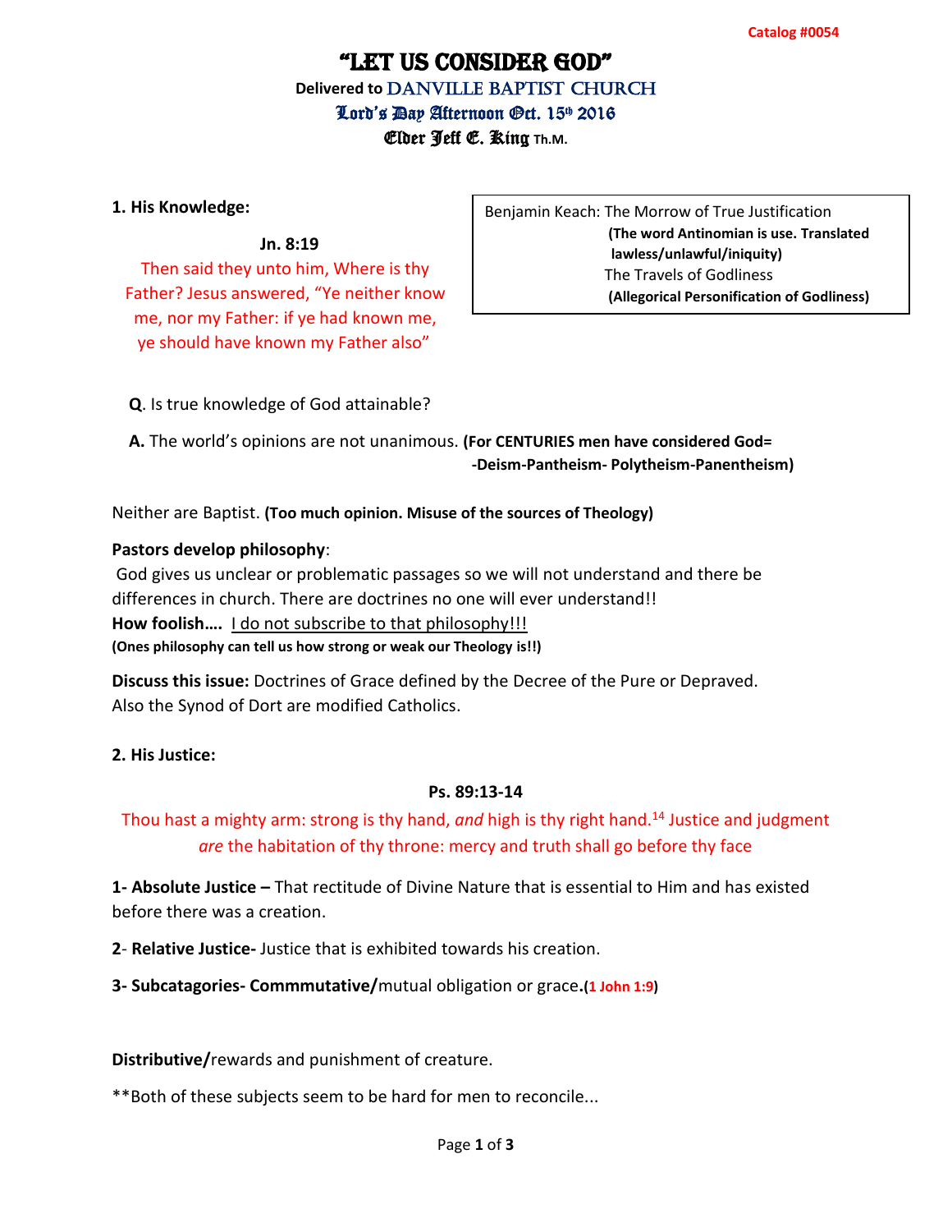Catalog #0054

# "LET US CONSIDER GOD"

**Delivered to** DANVILLE BAPTIST CHURCH

Lord's Day Afternoon Oct. 15th 2016

Elder Jeff E. King Th.M.

## 1. His Knowledge:

**Jn. 8:19**

Then said they unto him, Where is thy Father? Jesus answered, "Ye neither know me, nor my Father: if ye had known me, ye should have known my Father also"

> Benjamin Keach: The Morrow of True Justification
> **(The word Antinomian is use. Translated lawless/unlawful/iniquity)**
> The Travels of Godliness
> **(Allegorical Personification of Godliness)**

**Q**. Is true knowledge of God attainable?

**A.** The world's opinions are not unanimous. **(For CENTURIES men have considered God= -Deism-Pantheism- Polytheism-Panentheism)**

Neither are Baptist. **(Too much opinion. Misuse of the sources of Theology)**

**Pastors develop philosophy**:

God gives us unclear or problematic passages so we will not understand and there be differences in church. There are doctrines no one will ever understand!!

**How foolish….** <u>I do not subscribe to that philosophy!!!</u>

**(Ones philosophy can tell us how strong or weak our Theology is!!)**

**Discuss this issue:** Doctrines of Grace defined by the Decree of the Pure or Depraved. Also the Synod of Dort are modified Catholics.

## 2. His Justice:

**Ps. 89:13-14**

Thou hast a mighty arm: strong is thy hand, *and* high is thy right hand.[14] Justice and judgment *are* the habitation of thy throne: mercy and truth shall go before thy face

**1- Absolute Justice –** That rectitude of Divine Nature that is essential to Him and has existed before there was a creation.

**2**- **Relative Justice-** Justice that is exhibited towards his creation.

**3- Subcatagories- Commmutative/**mutual obligation or grace.**(1 John 1:9)**

**Distributive/**rewards and punishment of creature.

**Both of these subjects seem to be hard for men to reconcile...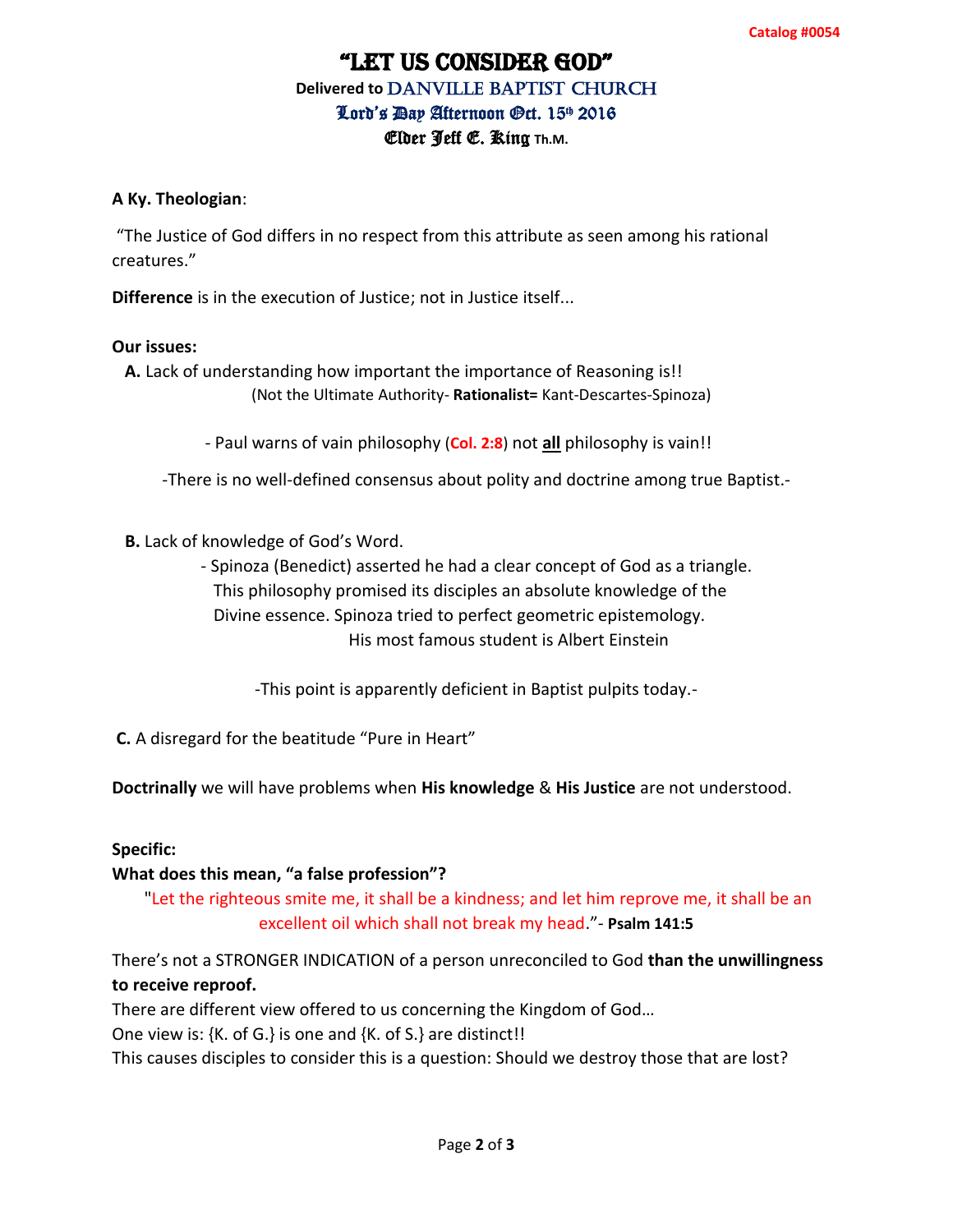Catalog #0054

# "LET US CONSIDER GOD"

**Delivered to** DANVILLE BAPTIST CHURCH

Lord's Day Afternoon Oct. 15th 2016

Elder Jeff E. King Th.M.

**A Ky. Theologian**:

"The Justice of God differs in no respect from this attribute as seen among his rational creatures."

**Difference** is in the execution of Justice; not in Justice itself...

**Our issues:**

**A.** Lack of understanding how important the importance of Reasoning is!!
(Not the Ultimate Authority- **Rationalist=** Kant-Descartes-Spinoza)

- Paul warns of vain philosophy (**Col. 2:8**) not **all** philosophy is vain!!

-There is no well-defined consensus about polity and doctrine among true Baptist.-

**B.** Lack of knowledge of God's Word.

- Spinoza (Benedict) asserted he had a clear concept of God as a triangle. This philosophy promised its disciples an absolute knowledge of the Divine essence. Spinoza tried to perfect geometric epistemology. His most famous student is Albert Einstein

-This point is apparently deficient in Baptist pulpits today.-

**C.** A disregard for the beatitude "Pure in Heart"

**Doctrinally** we will have problems when **His knowledge** & **His Justice** are not understood.

**Specific:**

**What does this mean, "a false profession"?**

"Let the righteous smite me, it shall be a kindness; and let him reprove me, it shall be an excellent oil which shall not break my head."- **Psalm 141:5**

There's not a STRONGER INDICATION of a person unreconciled to God **than the unwillingness to receive reproof.**

There are different view offered to us concerning the Kingdom of God…

One view is: {K. of G.} is one and {K. of S.} are distinct!!

This causes disciples to consider this is a question: Should we destroy those that are lost?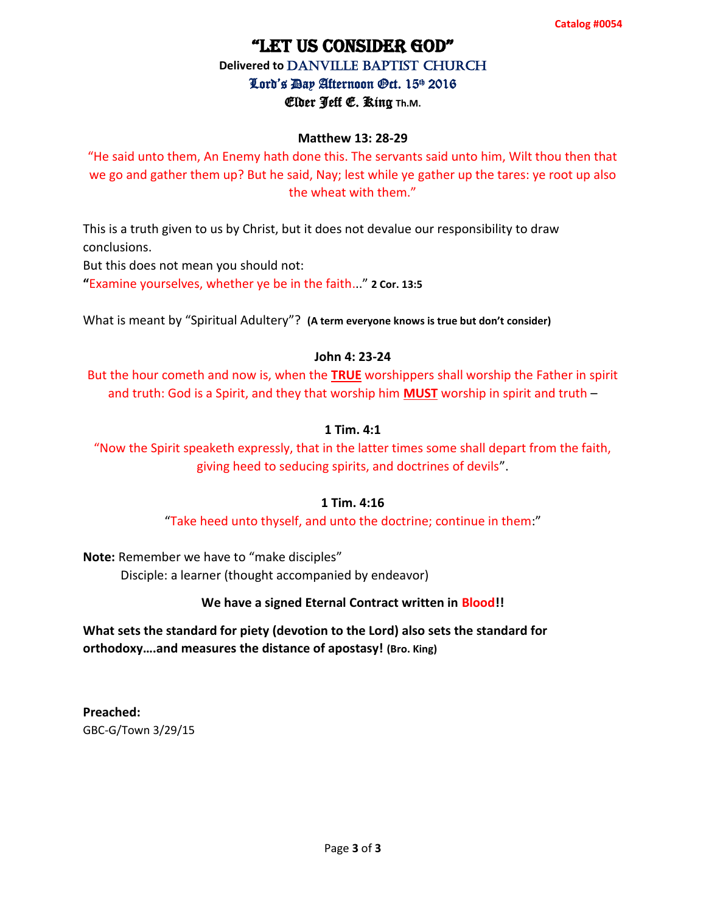Catalog #0054

# "LET US CONSIDER GOD"

**Delivered to** DANVILLE BAPTIST CHURCH

Lord's Day Afternoon Oct. 15th 2016

Elder Jeff E. King Th.M.

**Matthew 13: 28-29**

"He said unto them, An Enemy hath done this. The servants said unto him, Wilt thou then that we go and gather them up? But he said, Nay; lest while ye gather up the tares: ye root up also the wheat with them."

This is a truth given to us by Christ, but it does not devalue our responsibility to draw conclusions.

But this does not mean you should not:

**"**Examine yourselves, whether ye be in the faith..." **2 Cor. 13:5**

What is meant by "Spiritual Adultery"? **(A term everyone knows is true but don't consider)**

**John 4: 23-24**

But the hour cometh and now is, when the **TRUE** worshippers shall worship the Father in spirit and truth: God is a Spirit, and they that worship him **MUST** worship in spirit and truth –

**1 Tim. 4:1**

"Now the Spirit speaketh expressly, that in the latter times some shall depart from the faith, giving heed to seducing spirits, and doctrines of devils".

**1 Tim. 4:16**

"Take heed unto thyself, and unto the doctrine; continue in them:"

**Note:** Remember we have to "make disciples"

Disciple: a learner (thought accompanied by endeavor)

**We have a signed Eternal Contract written in Blood!!**

**What sets the standard for piety (devotion to the Lord) also sets the standard for orthodoxy….and measures the distance of apostasy! (Bro. King)**

**Preached:**

GBC-G/Town 3/29/15